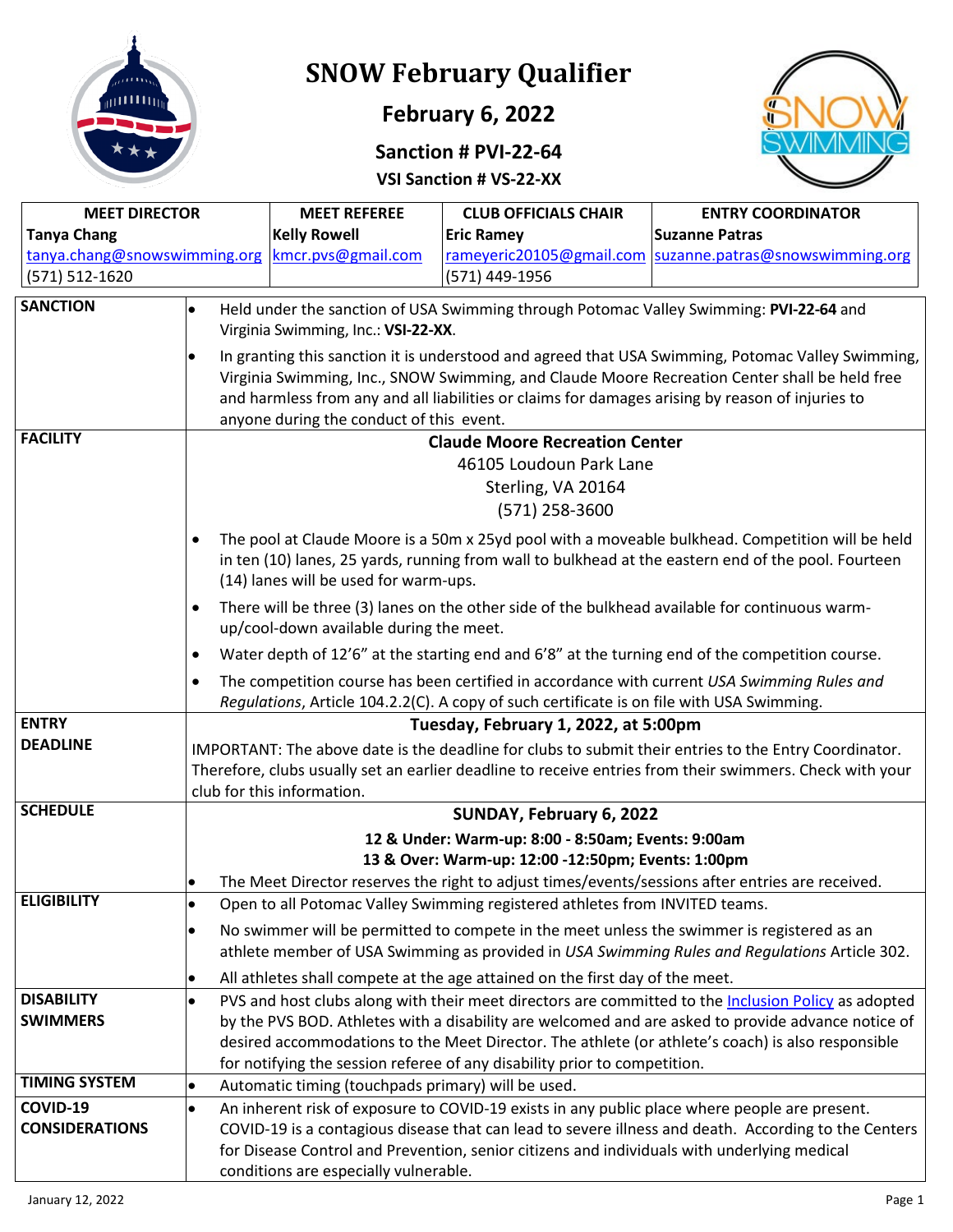# SNOW February Qualifier

## February 6, 2022

### Sanction # PVI-22-64

### VSI Sanction # VS-22-XX

| MEET DIRECTOR | MEET REFEREE | CLUB OFFICIALS CHAIR | ENTRY COORDINATOR |
|---|---|---|---|
| **Tanya Chang** | **Kelly Rowell** | **Eric Ramey** | **Suzanne Patras** |
| tanya.chang@snowswimming.org | kmcr.pvs@gmail.com | rameyeric20105@gmail.com | suzanne.patras@snowswimming.org |
| (571) 512-1620 | | (571) 449-1956 | |

**SANCTION**

- Held under the sanction of USA Swimming through Potomac Valley Swimming: **PVI-22-64** and Virginia Swimming, Inc.: **VSI-22-XX**.
- In granting this sanction it is understood and agreed that USA Swimming, Potomac Valley Swimming, Virginia Swimming, Inc., SNOW Swimming, and Claude Moore Recreation Center shall be held free and harmless from any and all liabilities or claims for damages arising by reason of injuries to anyone during the conduct of this event.

**FACILITY**

**Claude Moore Recreation Center**
46105 Loudoun Park Lane
Sterling, VA 20164
(571) 258-3600

- The pool at Claude Moore is a 50m x 25yd pool with a moveable bulkhead. Competition will be held in ten (10) lanes, 25 yards, running from wall to bulkhead at the eastern end of the pool. Fourteen (14) lanes will be used for warm-ups.
- There will be three (3) lanes on the other side of the bulkhead available for continuous warm-up/cool-down available during the meet.
- Water depth of 12'6" at the starting end and 6'8" at the turning end of the competition course.
- The competition course has been certified in accordance with current *USA Swimming Rules and Regulations*, Article 104.2.2(C). A copy of such certificate is on file with USA Swimming.

**ENTRY DEADLINE**

**Tuesday, February 1, 2022, at 5:00pm**

IMPORTANT: The above date is the deadline for clubs to submit their entries to the Entry Coordinator. Therefore, clubs usually set an earlier deadline to receive entries from their swimmers. Check with your club for this information.

**SCHEDULE**

**SUNDAY, February 6, 2022**

**12 & Under: Warm-up: 8:00 - 8:50am; Events: 9:00am**
**13 & Over: Warm-up: 12:00 -12:50pm; Events: 1:00pm**

- The Meet Director reserves the right to adjust times/events/sessions after entries are received.

**ELIGIBILITY**

- Open to all Potomac Valley Swimming registered athletes from INVITED teams.
- No swimmer will be permitted to compete in the meet unless the swimmer is registered as an athlete member of USA Swimming as provided in *USA Swimming Rules and Regulations* Article 302.
- All athletes shall compete at the age attained on the first day of the meet.

**DISABILITY SWIMMERS**

- PVS and host clubs along with their meet directors are committed to the Inclusion Policy as adopted by the PVS BOD. Athletes with a disability are welcomed and are asked to provide advance notice of desired accommodations to the Meet Director. The athlete (or athlete's coach) is also responsible for notifying the session referee of any disability prior to competition.

**TIMING SYSTEM**

- Automatic timing (touchpads primary) will be used.

**COVID-19 CONSIDERATIONS**

- An inherent risk of exposure to COVID-19 exists in any public place where people are present. COVID-19 is a contagious disease that can lead to severe illness and death. According to the Centers for Disease Control and Prevention, senior citizens and individuals with underlying medical conditions are especially vulnerable.

January 12, 2022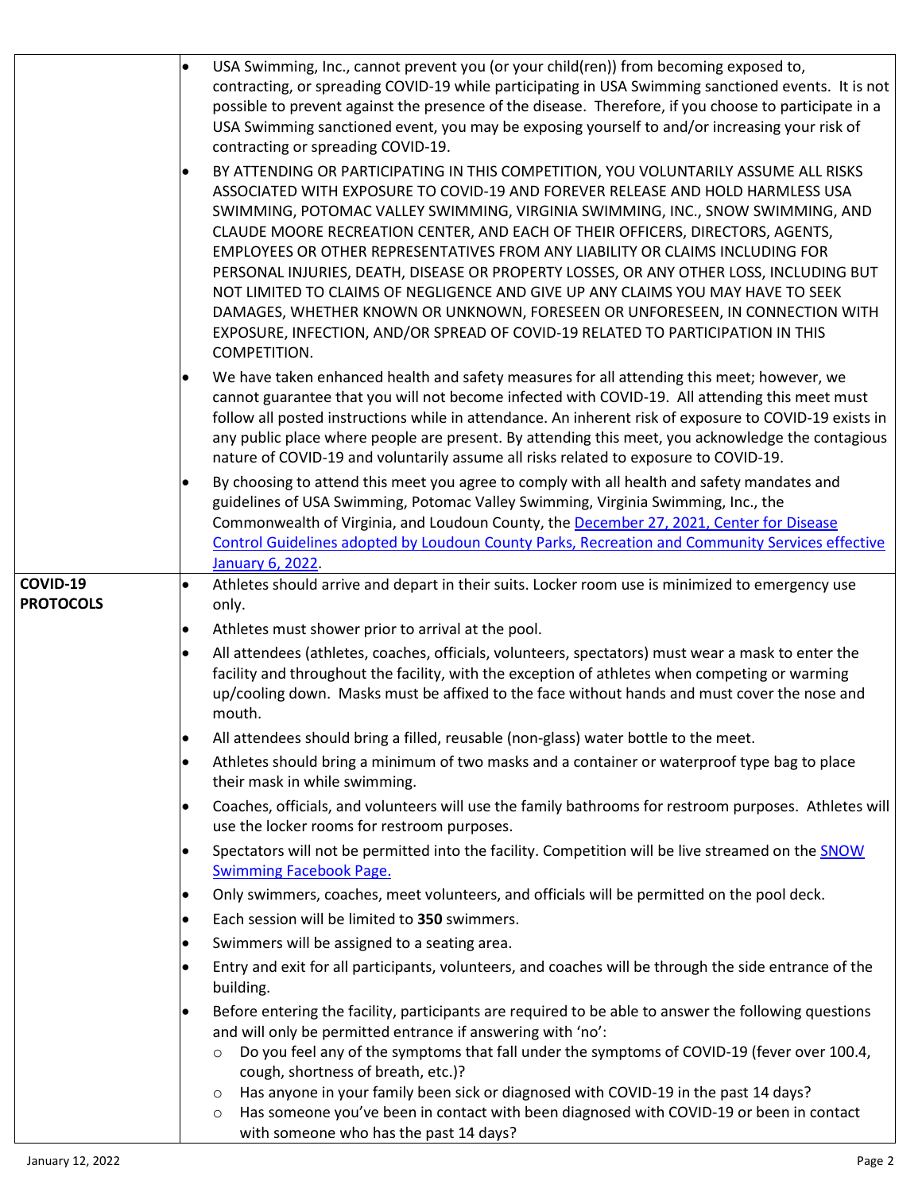| | |
|---|---|
| | • USA Swimming, Inc., cannot prevent you (or your child(ren)) from becoming exposed to, contracting, or spreading COVID-19 while participating in USA Swimming sanctioned events. It is not possible to prevent against the presence of the disease. Therefore, if you choose to participate in a USA Swimming sanctioned event, you may be exposing yourself to and/or increasing your risk of contracting or spreading COVID-19.<br>• BY ATTENDING OR PARTICIPATING IN THIS COMPETITION, YOU VOLUNTARILY ASSUME ALL RISKS ASSOCIATED WITH EXPOSURE TO COVID-19 AND FOREVER RELEASE AND HOLD HARMLESS USA SWIMMING, POTOMAC VALLEY SWIMMING, VIRGINIA SWIMMING, INC., SNOW SWIMMING, AND CLAUDE MOORE RECREATION CENTER, AND EACH OF THEIR OFFICERS, DIRECTORS, AGENTS, EMPLOYEES OR OTHER REPRESENTATIVES FROM ANY LIABILITY OR CLAIMS INCLUDING FOR PERSONAL INJURIES, DEATH, DISEASE OR PROPERTY LOSSES, OR ANY OTHER LOSS, INCLUDING BUT NOT LIMITED TO CLAIMS OF NEGLIGENCE AND GIVE UP ANY CLAIMS YOU MAY HAVE TO SEEK DAMAGES, WHETHER KNOWN OR UNKNOWN, FORESEEN OR UNFORESEEN, IN CONNECTION WITH EXPOSURE, INFECTION, AND/OR SPREAD OF COVID-19 RELATED TO PARTICIPATION IN THIS COMPETITION.<br>• We have taken enhanced health and safety measures for all attending this meet; however, we cannot guarantee that you will not become infected with COVID-19. All attending this meet must follow all posted instructions while in attendance. An inherent risk of exposure to COVID-19 exists in any public place where people are present. By attending this meet, you acknowledge the contagious nature of COVID-19 and voluntarily assume all risks related to exposure to COVID-19.<br>• By choosing to attend this meet you agree to comply with all health and safety mandates and guidelines of USA Swimming, Potomac Valley Swimming, Virginia Swimming, Inc., the Commonwealth of Virginia, and Loudoun County, the December 27, 2021, Center for Disease Control Guidelines adopted by Loudoun County Parks, Recreation and Community Services effective January 6, 2022. |
| **COVID-19 PROTOCOLS** | • Athletes should arrive and depart in their suits. Locker room use is minimized to emergency use only.<br>• Athletes must shower prior to arrival at the pool.<br>• All attendees (athletes, coaches, officials, volunteers, spectators) must wear a mask to enter the facility and throughout the facility, with the exception of athletes when competing or warming up/cooling down. Masks must be affixed to the face without hands and must cover the nose and mouth.<br>• All attendees should bring a filled, reusable (non-glass) water bottle to the meet.<br>• Athletes should bring a minimum of two masks and a container or waterproof type bag to place their mask in while swimming.<br>• Coaches, officials, and volunteers will use the family bathrooms for restroom purposes. Athletes will use the locker rooms for restroom purposes.<br>• Spectators will not be permitted into the facility. Competition will be live streamed on the SNOW Swimming Facebook Page.<br>• Only swimmers, coaches, meet volunteers, and officials will be permitted on the pool deck.<br>• Each session will be limited to **350** swimmers.<br>• Swimmers will be assigned to a seating area.<br>• Entry and exit for all participants, volunteers, and coaches will be through the side entrance of the building.<br>• Before entering the facility, participants are required to be able to answer the following questions and will only be permitted entrance if answering with 'no':<br>&nbsp;&nbsp;○ Do you feel any of the symptoms that fall under the symptoms of COVID-19 (fever over 100.4, cough, shortness of breath, etc.)?<br>&nbsp;&nbsp;○ Has anyone in your family been sick or diagnosed with COVID-19 in the past 14 days?<br>&nbsp;&nbsp;○ Has someone you've been in contact with been diagnosed with COVID-19 or been in contact with someone who has the past 14 days? |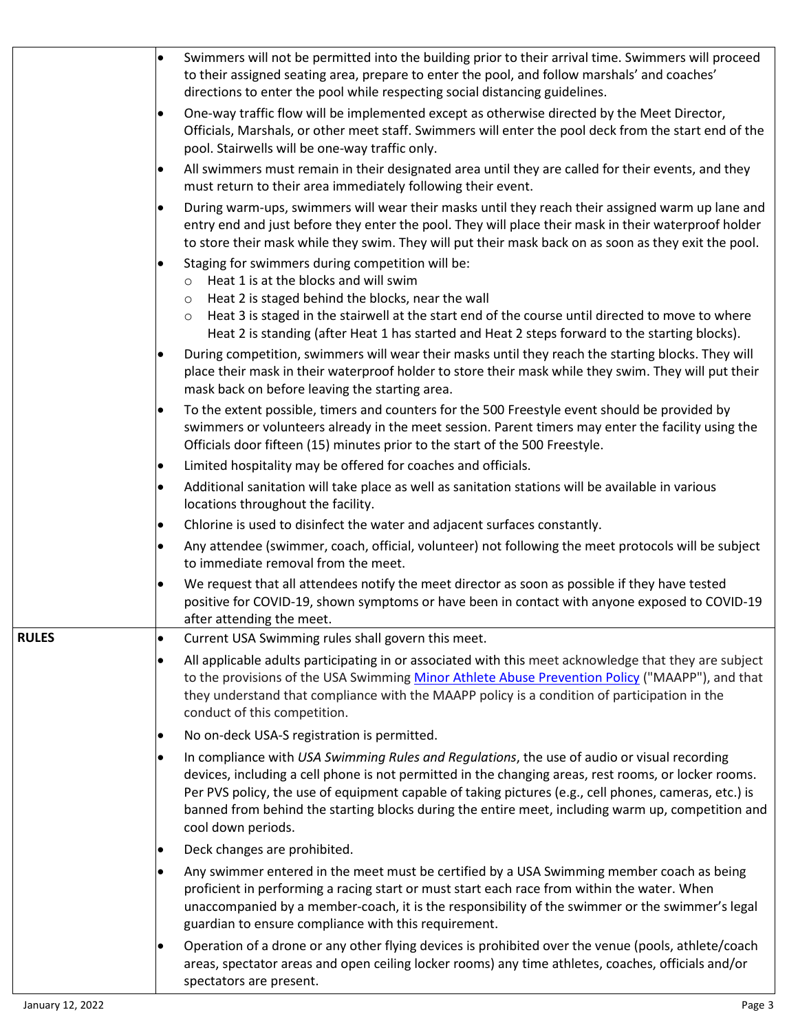- Swimmers will not be permitted into the building prior to their arrival time. Swimmers will proceed to their assigned seating area, prepare to enter the pool, and follow marshals' and coaches' directions to enter the pool while respecting social distancing guidelines.
- One-way traffic flow will be implemented except as otherwise directed by the Meet Director, Officials, Marshals, or other meet staff. Swimmers will enter the pool deck from the start end of the pool. Stairwells will be one-way traffic only.
- All swimmers must remain in their designated area until they are called for their events, and they must return to their area immediately following their event.
- During warm-ups, swimmers will wear their masks until they reach their assigned warm up lane and entry end and just before they enter the pool. They will place their mask in their waterproof holder to store their mask while they swim. They will put their mask back on as soon as they exit the pool.
- Staging for swimmers during competition will be:
  - Heat 1 is at the blocks and will swim
  - Heat 2 is staged behind the blocks, near the wall
  - Heat 3 is staged in the stairwell at the start end of the course until directed to move to where Heat 2 is standing (after Heat 1 has started and Heat 2 steps forward to the starting blocks).
- During competition, swimmers will wear their masks until they reach the starting blocks. They will place their mask in their waterproof holder to store their mask while they swim. They will put their mask back on before leaving the starting area.
- To the extent possible, timers and counters for the 500 Freestyle event should be provided by swimmers or volunteers already in the meet session. Parent timers may enter the facility using the Officials door fifteen (15) minutes prior to the start of the 500 Freestyle.
- Limited hospitality may be offered for coaches and officials.
- Additional sanitation will take place as well as sanitation stations will be available in various locations throughout the facility.
- Chlorine is used to disinfect the water and adjacent surfaces constantly.
- Any attendee (swimmer, coach, official, volunteer) not following the meet protocols will be subject to immediate removal from the meet.
- We request that all attendees notify the meet director as soon as possible if they have tested positive for COVID-19, shown symptoms or have been in contact with anyone exposed to COVID-19 after attending the meet.

**RULES**

- Current USA Swimming rules shall govern this meet.
- All applicable adults participating in or associated with this meet acknowledge that they are subject to the provisions of the USA Swimming Minor Athlete Abuse Prevention Policy ("MAAPP"), and that they understand that compliance with the MAAPP policy is a condition of participation in the conduct of this competition.
- No on-deck USA-S registration is permitted.
- In compliance with *USA Swimming Rules and Regulations*, the use of audio or visual recording devices, including a cell phone is not permitted in the changing areas, rest rooms, or locker rooms. Per PVS policy, the use of equipment capable of taking pictures (e.g., cell phones, cameras, etc.) is banned from behind the starting blocks during the entire meet, including warm up, competition and cool down periods.
- Deck changes are prohibited.
- Any swimmer entered in the meet must be certified by a USA Swimming member coach as being proficient in performing a racing start or must start each race from within the water. When unaccompanied by a member-coach, it is the responsibility of the swimmer or the swimmer's legal guardian to ensure compliance with this requirement.
- Operation of a drone or any other flying devices is prohibited over the venue (pools, athlete/coach areas, spectator areas and open ceiling locker rooms) any time athletes, coaches, officials and/or spectators are present.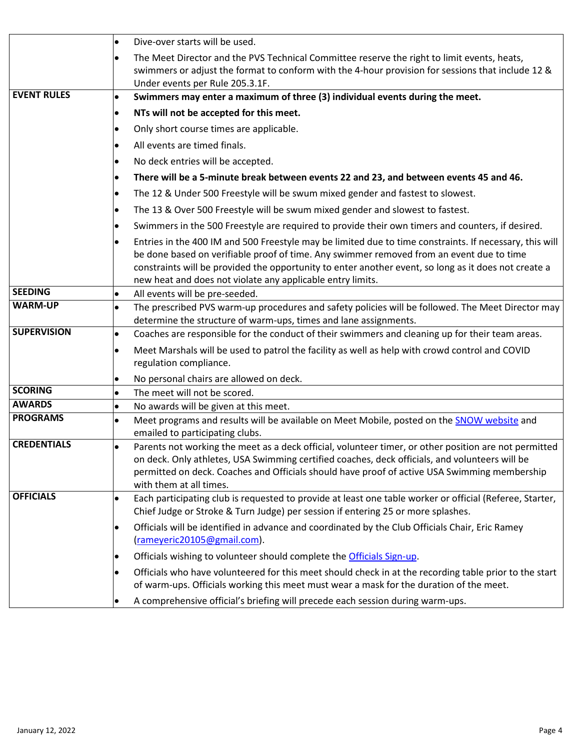| | |
|---|---|
| | • Dive-over starts will be used.<br>• The Meet Director and the PVS Technical Committee reserve the right to limit events, heats, swimmers or adjust the format to conform with the 4-hour provision for sessions that include 12 & Under events per Rule 205.3.1F. |
| **EVENT RULES** | • **Swimmers may enter a maximum of three (3) individual events during the meet.**<br>• **NTs will not be accepted for this meet.**<br>• Only short course times are applicable.<br>• All events are timed finals.<br>• No deck entries will be accepted.<br>• **There will be a 5-minute break between events 22 and 23, and between events 45 and 46.**<br>• The 12 & Under 500 Freestyle will be swum mixed gender and fastest to slowest.<br>• The 13 & Over 500 Freestyle will be swum mixed gender and slowest to fastest.<br>• Swimmers in the 500 Freestyle are required to provide their own timers and counters, if desired.<br>• Entries in the 400 IM and 500 Freestyle may be limited due to time constraints. If necessary, this will be done based on verifiable proof of time. Any swimmer removed from an event due to time constraints will be provided the opportunity to enter another event, so long as it does not create a new heat and does not violate any applicable entry limits. |
| **SEEDING** | • All events will be pre-seeded. |
| **WARM-UP** | • The prescribed PVS warm-up procedures and safety policies will be followed. The Meet Director may determine the structure of warm-ups, times and lane assignments. |
| **SUPERVISION** | • Coaches are responsible for the conduct of their swimmers and cleaning up for their team areas.<br>• Meet Marshals will be used to patrol the facility as well as help with crowd control and COVID regulation compliance.<br>• No personal chairs are allowed on deck. |
| **SCORING** | • The meet will not be scored. |
| **AWARDS** | • No awards will be given at this meet. |
| **PROGRAMS** | • Meet programs and results will be available on Meet Mobile, posted on the SNOW website and emailed to participating clubs. |
| **CREDENTIALS** | • Parents not working the meet as a deck official, volunteer timer, or other position are not permitted on deck. Only athletes, USA Swimming certified coaches, deck officials, and volunteers will be permitted on deck. Coaches and Officials should have proof of active USA Swimming membership with them at all times. |
| **OFFICIALS** | • Each participating club is requested to provide at least one table worker or official (Referee, Starter, Chief Judge or Stroke & Turn Judge) per session if entering 25 or more splashes.<br>• Officials will be identified in advance and coordinated by the Club Officials Chair, Eric Ramey (rameyeric20105@gmail.com).<br>• Officials wishing to volunteer should complete the Officials Sign-up.<br>• Officials who have volunteered for this meet should check in at the recording table prior to the start of warm-ups. Officials working this meet must wear a mask for the duration of the meet.<br>• A comprehensive official's briefing will precede each session during warm-ups. |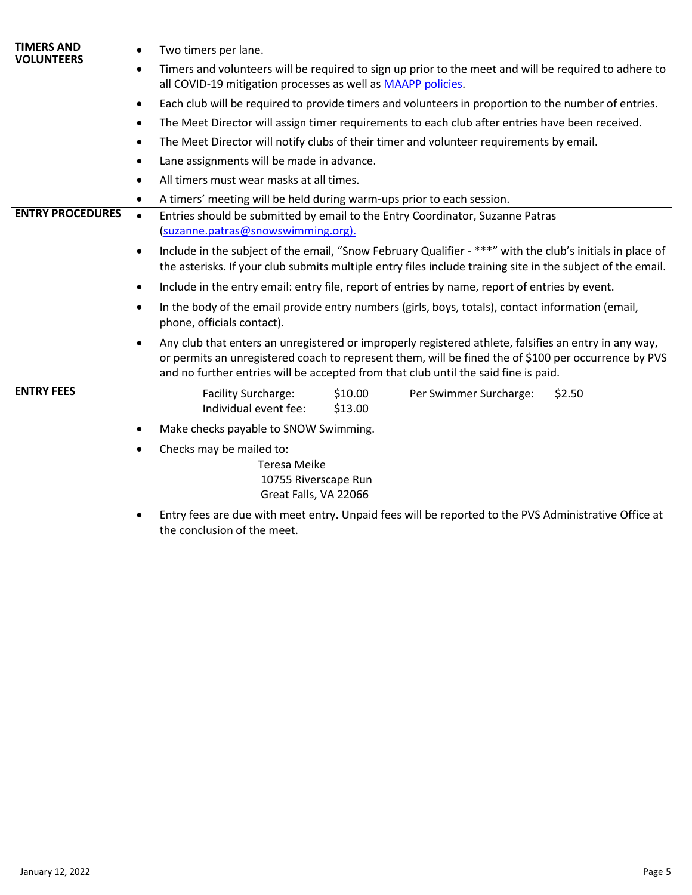| | |
|---|---|
| **TIMERS AND VOLUNTEERS** | • Two timers per lane.<br>• Timers and volunteers will be required to sign up prior to the meet and will be required to adhere to all COVID-19 mitigation processes as well as MAAPP policies.<br>• Each club will be required to provide timers and volunteers in proportion to the number of entries.<br>• The Meet Director will assign timer requirements to each club after entries have been received.<br>• The Meet Director will notify clubs of their timer and volunteer requirements by email.<br>• Lane assignments will be made in advance.<br>• All timers must wear masks at all times.<br>• A timers' meeting will be held during warm-ups prior to each session. |
| **ENTRY PROCEDURES** | • Entries should be submitted by email to the Entry Coordinator, Suzanne Patras (suzanne.patras@snowswimming.org).<br>• Include in the subject of the email, "Snow February Qualifier - ***" with the club's initials in place of the asterisks. If your club submits multiple entry files include training site in the subject of the email.<br>• Include in the entry email: entry file, report of entries by name, report of entries by event.<br>• In the body of the email provide entry numbers (girls, boys, totals), contact information (email, phone, officials contact).<br>• Any club that enters an unregistered or improperly registered athlete, falsifies an entry in any way, or permits an unregistered coach to represent them, will be fined the of $100 per occurrence by PVS and no further entries will be accepted from that club until the said fine is paid. |
| **ENTRY FEES** | Facility Surcharge: $10.00 Per Swimmer Surcharge: $2.50<br>Individual event fee: $13.00<br>• Make checks payable to SNOW Swimming.<br>• Checks may be mailed to:<br>Teresa Meike<br>10755 Riverscape Run<br>Great Falls, VA 22066<br>• Entry fees are due with meet entry. Unpaid fees will be reported to the PVS Administrative Office at the conclusion of the meet. |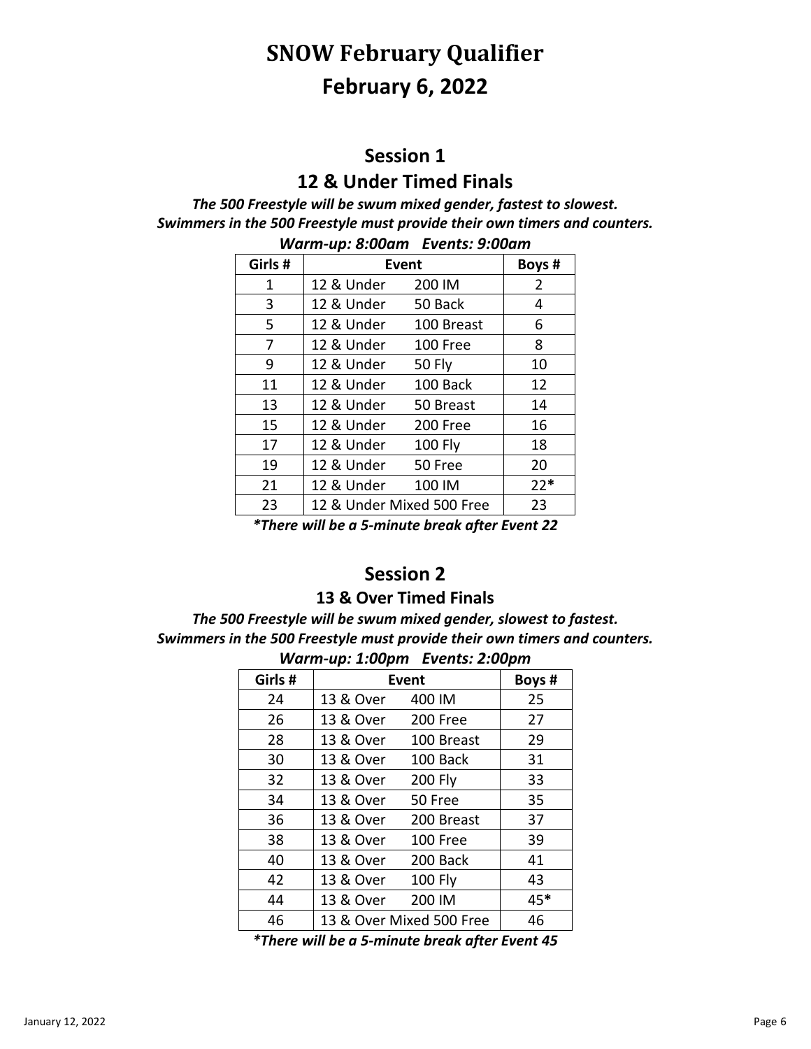# SNOW February Qualifier

# February 6, 2022

## Session 1

## 12 & Under Timed Finals

***The 500 Freestyle will be swum mixed gender, fastest to slowest.***
***Swimmers in the 500 Freestyle must provide their own timers and counters.***

***Warm-up: 8:00am   Events: 9:00am***

| Girls # | Event | Boys # |
|---|---|---|
| 1 | 12 & Under 200 IM | 2 |
| 3 | 12 & Under 50 Back | 4 |
| 5 | 12 & Under 100 Breast | 6 |
| 7 | 12 & Under 100 Free | 8 |
| 9 | 12 & Under 50 Fly | 10 |
| 11 | 12 & Under 100 Back | 12 |
| 13 | 12 & Under 50 Breast | 14 |
| 15 | 12 & Under 200 Free | 16 |
| 17 | 12 & Under 100 Fly | 18 |
| 19 | 12 & Under 50 Free | 20 |
| 21 | 12 & Under 100 IM | 22* |
| 23 | 12 & Under Mixed 500 Free | 23 |

****There will be a 5-minute break after Event 22***

## Session 2

### 13 & Over Timed Finals

***The 500 Freestyle will be swum mixed gender, slowest to fastest.***
***Swimmers in the 500 Freestyle must provide their own timers and counters.***

***Warm-up: 1:00pm   Events: 2:00pm***

| Girls # | Event | Boys # |
|---|---|---|
| 24 | 13 & Over 400 IM | 25 |
| 26 | 13 & Over 200 Free | 27 |
| 28 | 13 & Over 100 Breast | 29 |
| 30 | 13 & Over 100 Back | 31 |
| 32 | 13 & Over 200 Fly | 33 |
| 34 | 13 & Over 50 Free | 35 |
| 36 | 13 & Over 200 Breast | 37 |
| 38 | 13 & Over 100 Free | 39 |
| 40 | 13 & Over 200 Back | 41 |
| 42 | 13 & Over 100 Fly | 43 |
| 44 | 13 & Over 200 IM | 45* |
| 46 | 13 & Over Mixed 500 Free | 46 |

****There will be a 5-minute break after Event 45***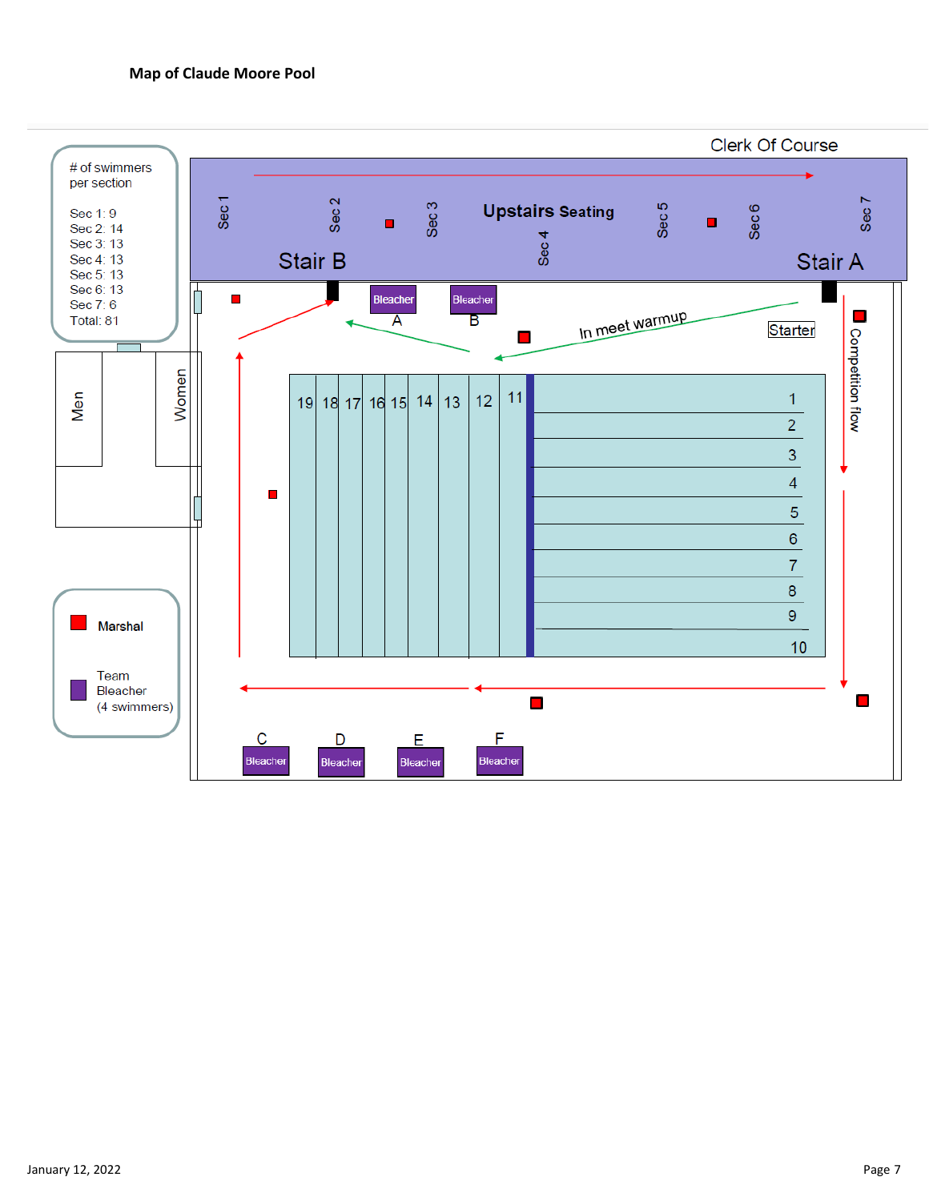**Map of Claude Moore Pool**

\# of swimmers per section

- Sec 1: 9
- Sec 2: 14
- Sec 3: 13
- Sec 4: 13
- Sec 5: 13
- Sec 6: 13
- Sec 7: 6
- Total: 81

Clerk Of Course

Upstairs Seating

Sec 1, Sec 2, Sec 3, Sec 4, Sec 5, Sec 6, Sec 7

Stair B, Stair A

Bleacher A, Bleacher B

In meet warmup

Starter

Competition flow

Men, Women

Lanes: 1, 2, 3, 4, 5, 6, 7, 8, 9, 10, 11, 12, 13, 14, 15, 16, 17, 18, 19

Bleacher C, Bleacher D, Bleacher E, Bleacher F

Legend:
- Marshal
- Team Bleacher (4 swimmers)

January 12, 2022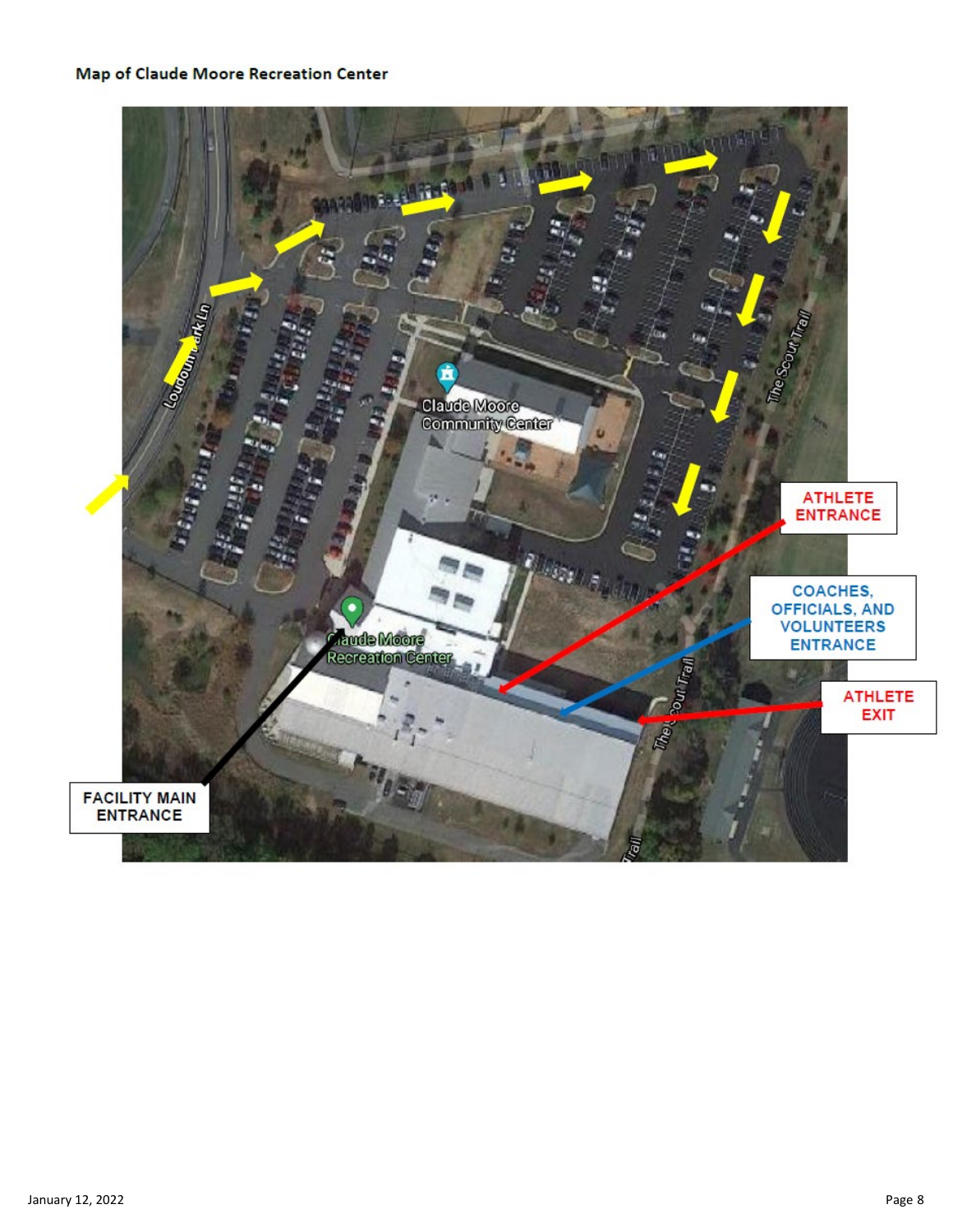**Map of Claude Moore Recreation Center**

Loudoun Park Ln

Claude Moore Community Center

The Scout Trail

ATHLETE ENTRANCE

COACHES, OFFICIALS, AND VOLUNTEERS ENTRANCE

ATHLETE EXIT

Claude Moore Recreation Center

FACILITY MAIN ENTRANCE

January 12, 2022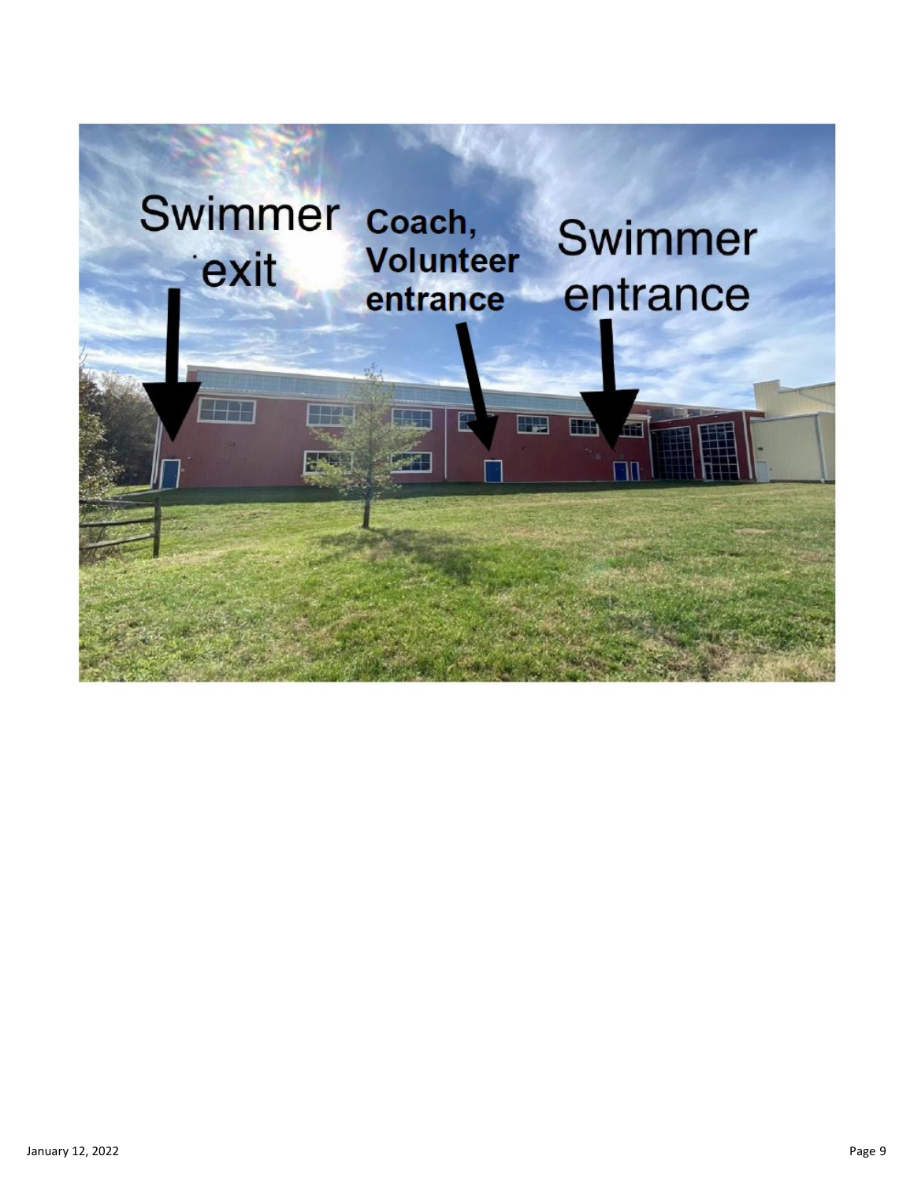Swimmer exit

Coach, Volunteer entrance

Swimmer entrance